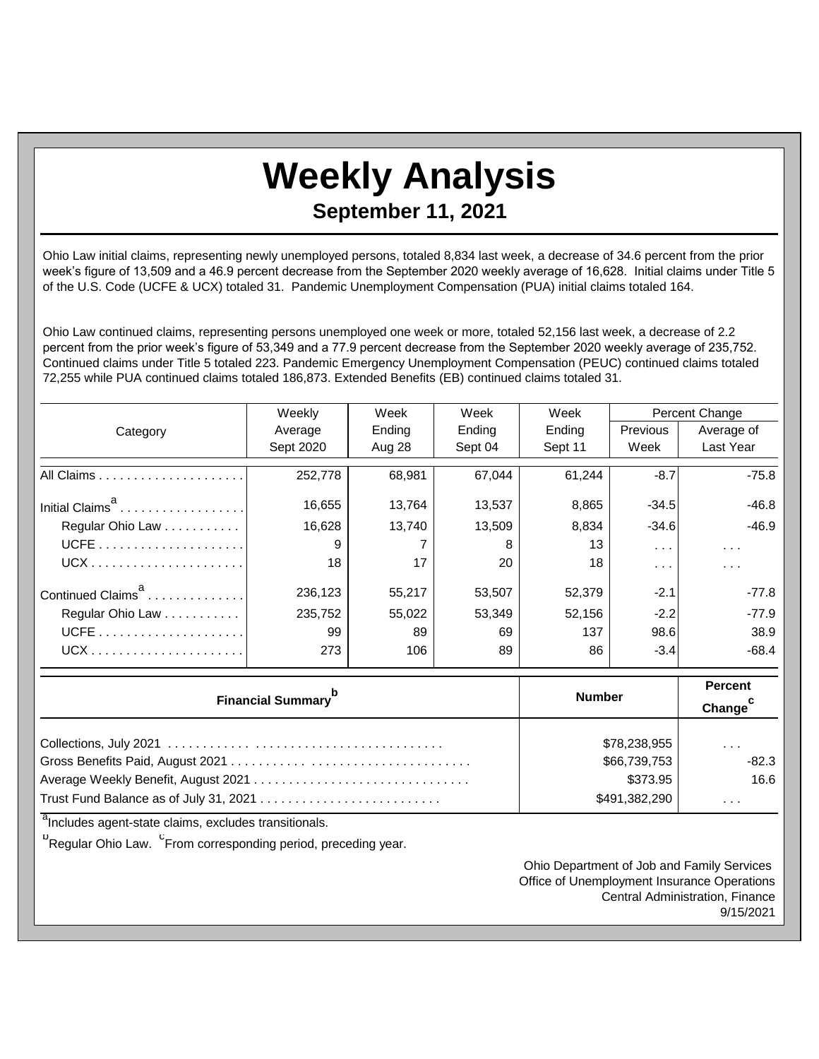# Weekly Analysis

## September 11, 2021

Ohio Law initial claims, representing newly unemployed persons, totaled 8,834 last week, a decrease of 34.6 percent from the prior week's figure of 13,509 and a 46.9 percent decrease from the September 2020 weekly average of 16,628. Initial claims under Title 5 of the U.S. Code (UCFE & UCX) totaled 31. Pandemic Unemployment Compensation (PUA) initial claims totaled 164.

Ohio Law continued claims, representing persons unemployed one week or more, totaled 52,156 last week, a decrease of 2.2 percent from the prior week's figure of 53,349 and a 77.9 percent decrease from the September 2020 weekly average of 235,752. Continued claims under Title 5 totaled 223. Pandemic Emergency Unemployment Compensation (PEUC) continued claims totaled 72,255 while PUA continued claims totaled 186,873. Extended Benefits (EB) continued claims totaled 31.

| Category | Weekly Average Sept 2020 | Week Ending Aug 28 | Week Ending Sept 04 | Week Ending Sept 11 | Percent Change Previous Week | Percent Change Average of Last Year |
|---|---|---|---|---|---|---|
| All Claims | 252,778 | 68,981 | 67,044 | 61,244 | -8.7 | -75.8 |
| Initial Claims[a] | 16,655 | 13,764 | 13,537 | 8,865 | -34.5 | -46.8 |
| Regular Ohio Law | 16,628 | 13,740 | 13,509 | 8,834 | -34.6 | -46.9 |
| UCFE | 9 | 7 | 8 | 13 | . . . | . . . |
| UCX | 18 | 17 | 20 | 18 | . . . | . . . |
| Continued Claims[a] | 236,123 | 55,217 | 53,507 | 52,379 | -2.1 | -77.8 |
| Regular Ohio Law | 235,752 | 55,022 | 53,349 | 52,156 | -2.2 | -77.9 |
| UCFE | 99 | 89 | 69 | 137 | 98.6 | 38.9 |
| UCX | 273 | 106 | 89 | 86 | -3.4 | -68.4 |

| Financial Summary[b] | Number | Percent Change[c] |
|---|---|---|
| Collections, July 2021 | $78,238,955 | . . . |
| Gross Benefits Paid, August 2021 | $66,739,753 | -82.3 |
| Average Weekly Benefit, August 2021 | $373.95 | 16.6 |
| Trust Fund Balance as of July 31, 2021 | $491,382,290 | . . . |

[a]Includes agent-state claims, excludes transitionals.

[b]Regular Ohio Law. [c]From corresponding period, preceding year.

Ohio Department of Job and Family Services
Office of Unemployment Insurance Operations
Central Administration, Finance
9/15/2021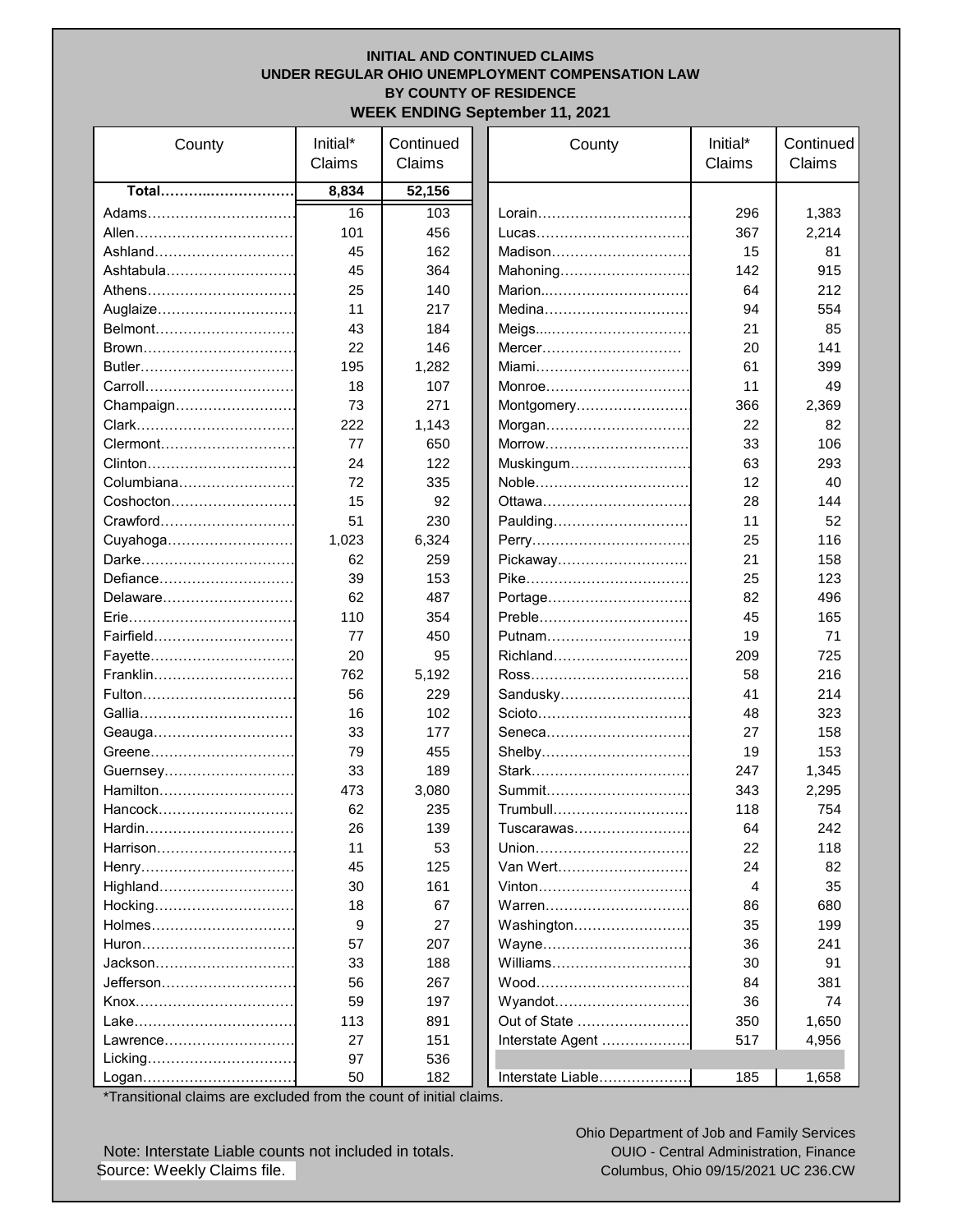**INITIAL AND CONTINUED CLAIMS**
**UNDER REGULAR OHIO UNEMPLOYMENT COMPENSATION LAW**
**BY COUNTY OF RESIDENCE**
**WEEK ENDING September 11, 2021**

| County | Initial* Claims | Continued Claims | County | Initial* Claims | Continued Claims |
|---|---|---|---|---|---|
| **Total** | **8,834** | **52,156** | | | |
| Adams | 16 | 103 | Lorain | 296 | 1,383 |
| Allen | 101 | 456 | Lucas | 367 | 2,214 |
| Ashland | 45 | 162 | Madison | 15 | 81 |
| Ashtabula | 45 | 364 | Mahoning | 142 | 915 |
| Athens | 25 | 140 | Marion | 64 | 212 |
| Auglaize | 11 | 217 | Medina | 94 | 554 |
| Belmont | 43 | 184 | Meigs | 21 | 85 |
| Brown | 22 | 146 | Mercer | 20 | 141 |
| Butler | 195 | 1,282 | Miami | 61 | 399 |
| Carroll | 18 | 107 | Monroe | 11 | 49 |
| Champaign | 73 | 271 | Montgomery | 366 | 2,369 |
| Clark | 222 | 1,143 | Morgan | 22 | 82 |
| Clermont | 77 | 650 | Morrow | 33 | 106 |
| Clinton | 24 | 122 | Muskingum | 63 | 293 |
| Columbiana | 72 | 335 | Noble | 12 | 40 |
| Coshocton | 15 | 92 | Ottawa | 28 | 144 |
| Crawford | 51 | 230 | Paulding | 11 | 52 |
| Cuyahoga | 1,023 | 6,324 | Perry | 25 | 116 |
| Darke | 62 | 259 | Pickaway | 21 | 158 |
| Defiance | 39 | 153 | Pike | 25 | 123 |
| Delaware | 62 | 487 | Portage | 82 | 496 |
| Erie | 110 | 354 | Preble | 45 | 165 |
| Fairfield | 77 | 450 | Putnam | 19 | 71 |
| Fayette | 20 | 95 | Richland | 209 | 725 |
| Franklin | 762 | 5,192 | Ross | 58 | 216 |
| Fulton | 56 | 229 | Sandusky | 41 | 214 |
| Gallia | 16 | 102 | Scioto | 48 | 323 |
| Geauga | 33 | 177 | Seneca | 27 | 158 |
| Greene | 79 | 455 | Shelby | 19 | 153 |
| Guernsey | 33 | 189 | Stark | 247 | 1,345 |
| Hamilton | 473 | 3,080 | Summit | 343 | 2,295 |
| Hancock | 62 | 235 | Trumbull | 118 | 754 |
| Hardin | 26 | 139 | Tuscarawas | 64 | 242 |
| Harrison | 11 | 53 | Union | 22 | 118 |
| Henry | 45 | 125 | Van Wert | 24 | 82 |
| Highland | 30 | 161 | Vinton | 4 | 35 |
| Hocking | 18 | 67 | Warren | 86 | 680 |
| Holmes | 9 | 27 | Washington | 35 | 199 |
| Huron | 57 | 207 | Wayne | 36 | 241 |
| Jackson | 33 | 188 | Williams | 30 | 91 |
| Jefferson | 56 | 267 | Wood | 84 | 381 |
| Knox | 59 | 197 | Wyandot | 36 | 74 |
| Lake | 113 | 891 | Out of State | 350 | 1,650 |
| Lawrence | 27 | 151 | Interstate Agent | 517 | 4,956 |
| Licking | 97 | 536 | | | |
| Logan | 50 | 182 | Interstate Liable | 185 | 1,658 |

*Transitional claims are excluded from the count of initial claims.

Note: Interstate Liable counts not included in totals.
Source: Weekly Claims file.

Ohio Department of Job and Family Services
OUIO - Central Administration, Finance
Columbus, Ohio 09/15/2021 UC 236.CW